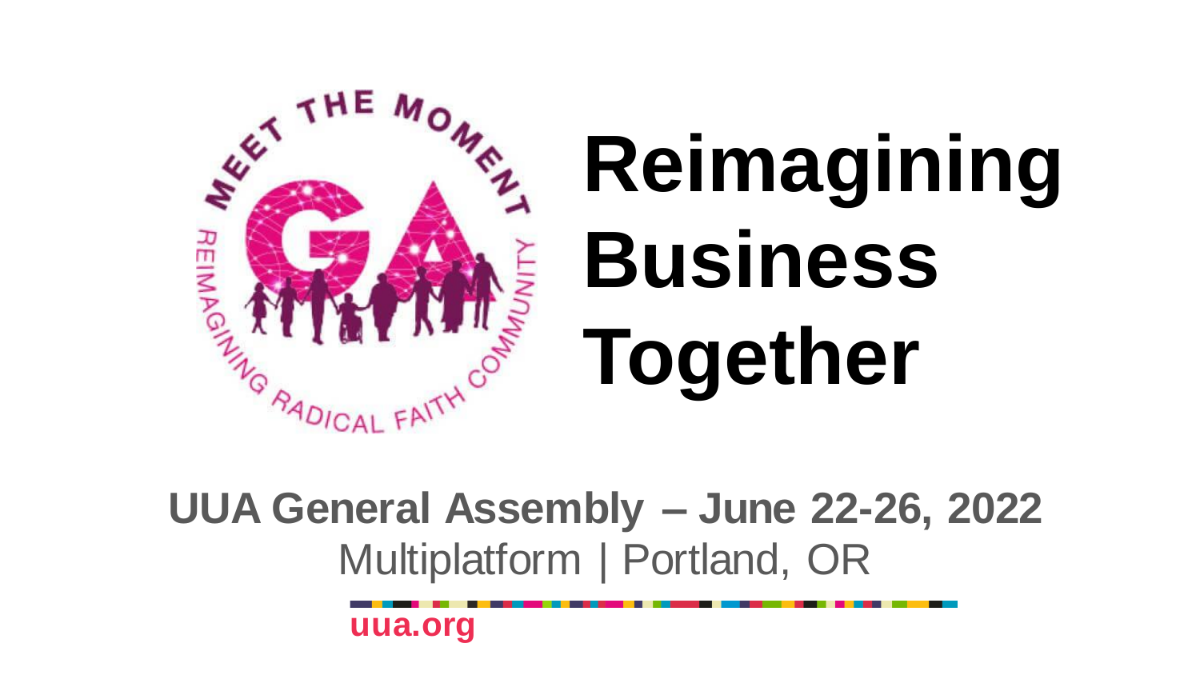# Reimagining Business Together

**UUA General Assembly – June 22-26, 2022**

Multiplatform | Portland, OR

uua.org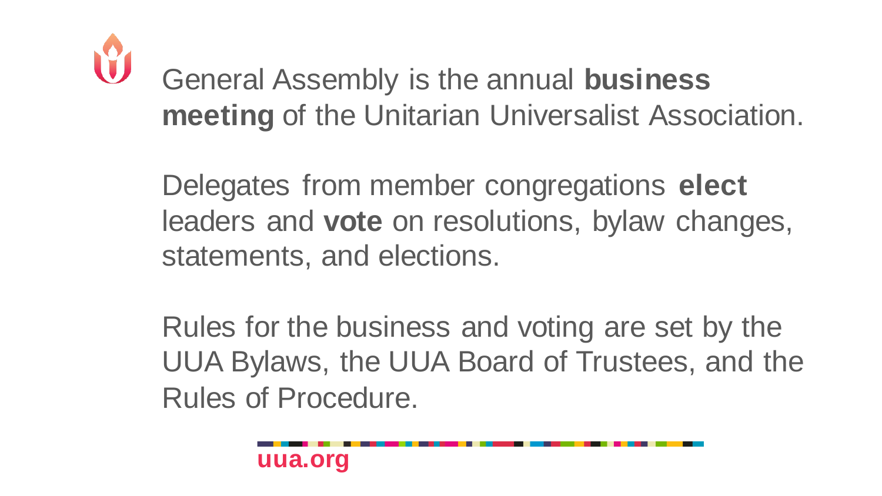General Assembly is the annual **business meeting** of the Unitarian Universalist Association.

Delegates from member congregations **elect** leaders and **vote** on resolutions, bylaw changes, statements, and elections.

Rules for the business and voting are set by the UUA Bylaws, the UUA Board of Trustees, and the Rules of Procedure.

uua.org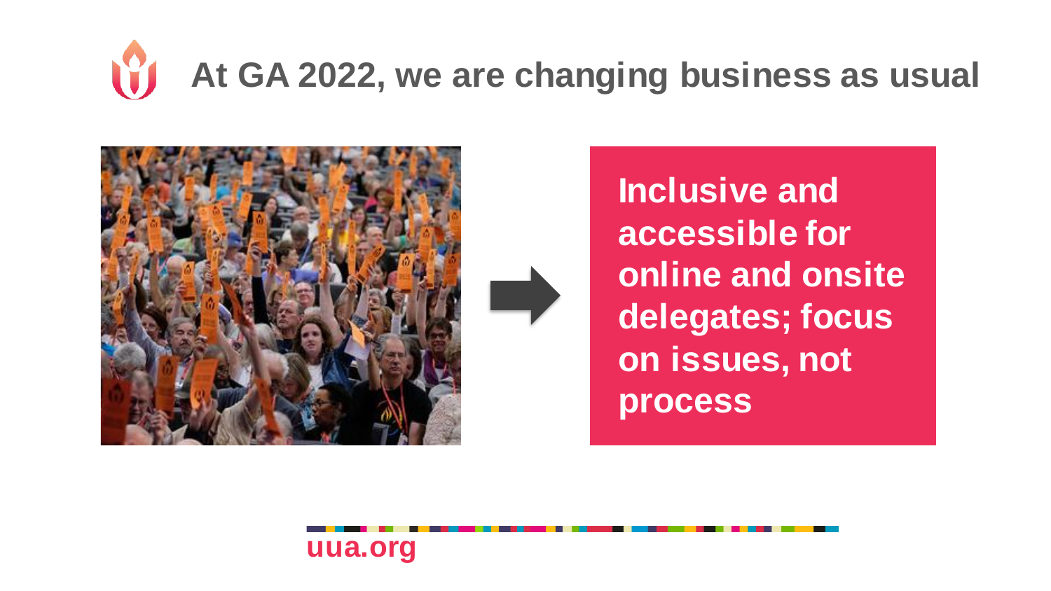# At GA 2022, we are changing business as usual

**Inclusive and accessible for online and onsite delegates; focus on issues, not process**

uua.org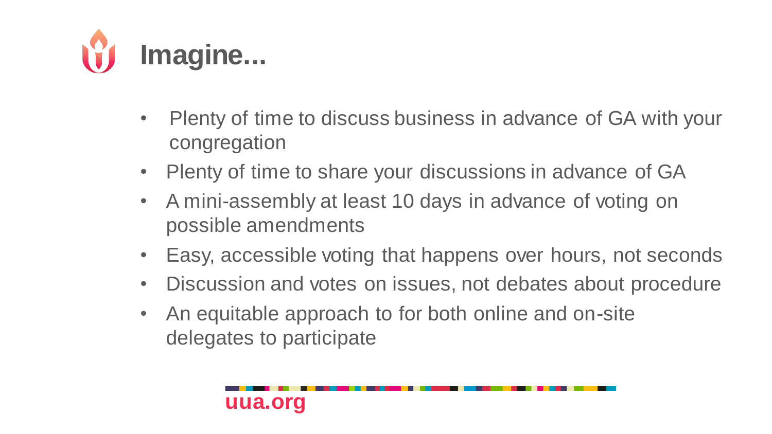# Imagine…

- Plenty of time to discuss business in advance of GA with your congregation
- Plenty of time to share your discussions in advance of GA
- A mini-assembly at least 10 days in advance of voting on possible amendments
- Easy, accessible voting that happens over hours, not seconds
- Discussion and votes on issues, not debates about procedure
- An equitable approach to for both online and on-site delegates to participate

uua.org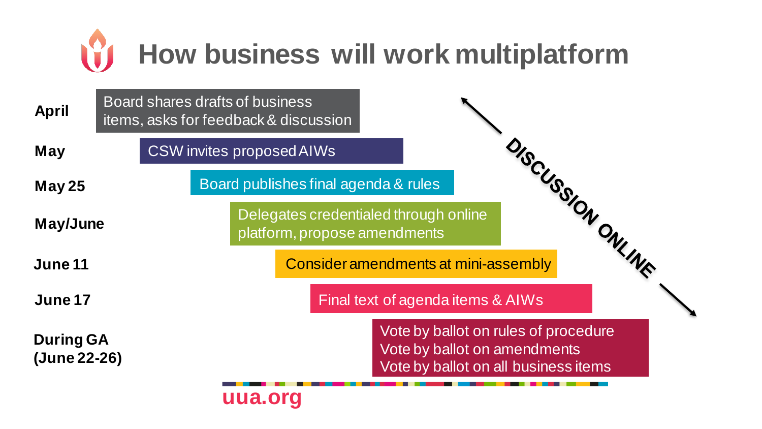# How business will work multiplatform

| | |
|---|---|
| **April** | Board shares drafts of business items, asks for feedback & discussion |
| **May** | CSW invites proposed AIWs |
| **May 25** | Board publishes final agenda & rules |
| **May/June** | Delegates credentialed through online platform, propose amendments |
| **June 11** | Consider amendments at mini-assembly |
| **June 17** | Final text of agenda items & AIWs |
| **During GA (June 22-26)** | Vote by ballot on rules of procedure<br>Vote by ballot on amendments<br>Vote by ballot on all business items |

DISCUSSION ONLINE

uua.org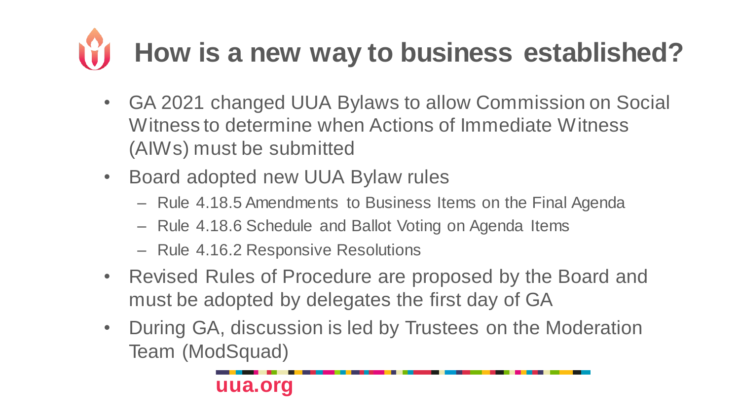# How is a new way to business established?

- GA 2021 changed UUA Bylaws to allow Commission on Social Witness to determine when Actions of Immediate Witness (AIWs) must be submitted
- Board adopted new UUA Bylaw rules
  - Rule 4.18.5 Amendments to Business Items on the Final Agenda
  - Rule 4.18.6 Schedule and Ballot Voting on Agenda Items
  - Rule 4.16.2 Responsive Resolutions
- Revised Rules of Procedure are proposed by the Board and must be adopted by delegates the first day of GA
- During GA, discussion is led by Trustees on the Moderation Team (ModSquad)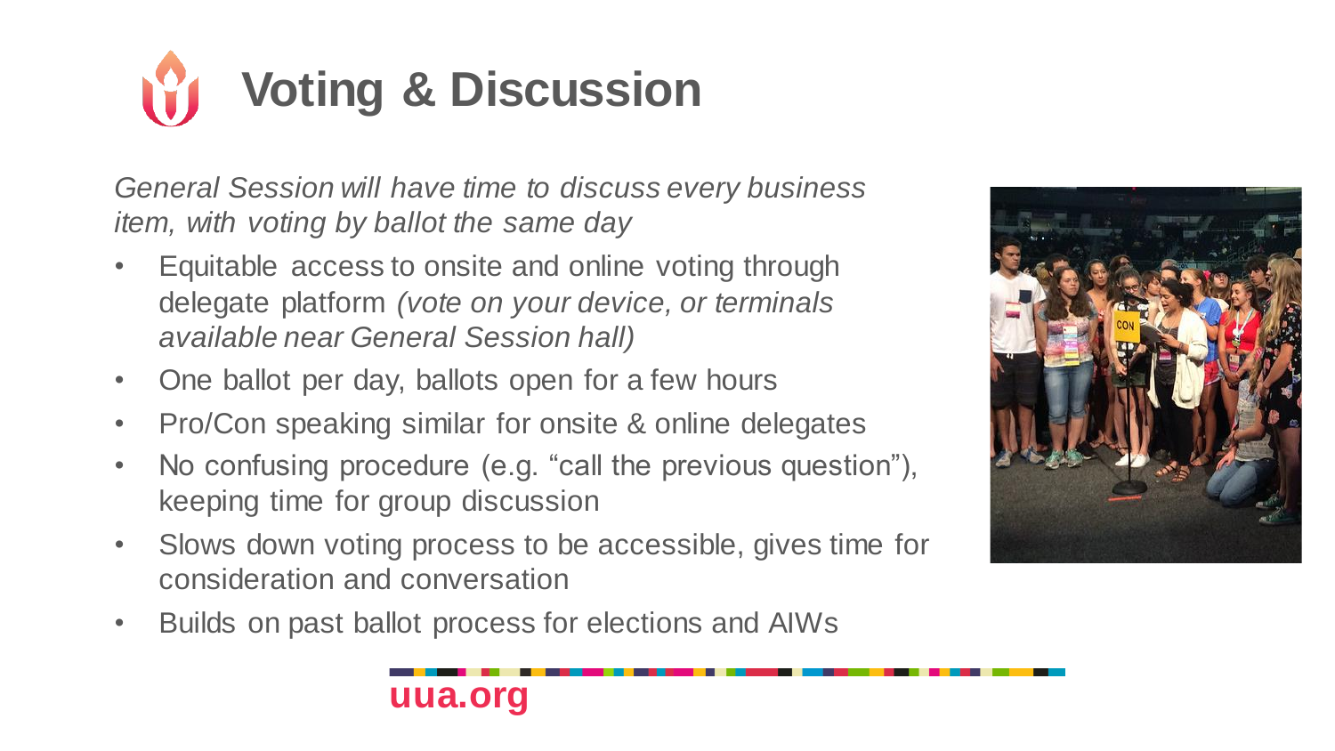# Voting & Discussion

*General Session will have time to discuss every business item, with voting by ballot the same day*

- Equitable access to onsite and online voting through delegate platform *(vote on your device, or terminals available near General Session hall)*
- One ballot per day, ballots open for a few hours
- Pro/Con speaking similar for onsite & online delegates
- No confusing procedure (e.g. “call the previous question”), keeping time for group discussion
- Slows down voting process to be accessible, gives time for consideration and conversation
- Builds on past ballot process for elections and AIWs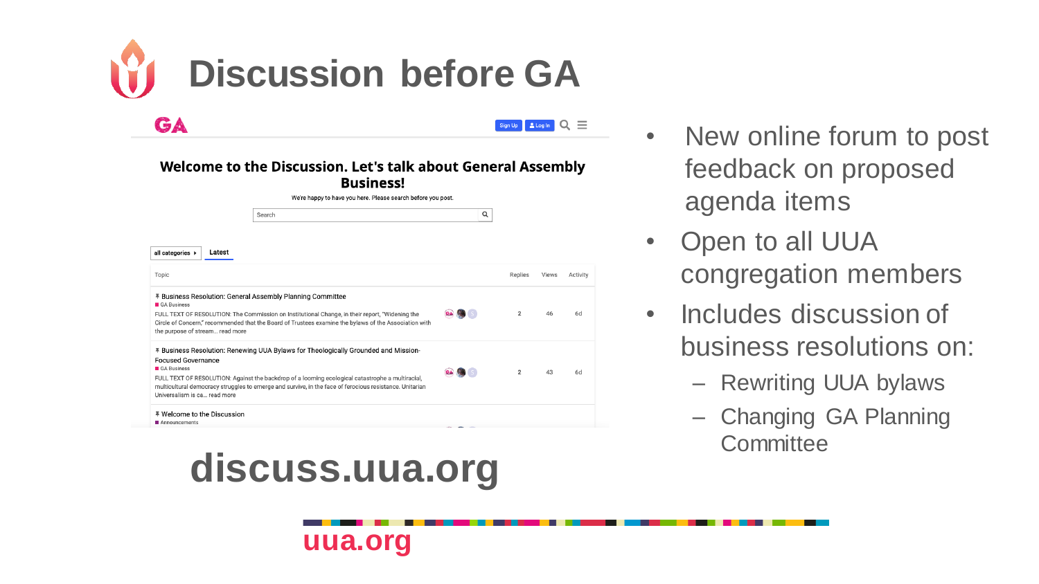# Discussion before GA

**GA**

Sign Up | Log In

## Welcome to the Discussion. Let's talk about General Assembly Business!

We're happy to have you here. Please search before you post.

Search

all categories | Latest

| Topic | Replies | Views | Activity |
|---|---|---|---|
| Business Resolution: General Assembly Planning Committee<br>GA Business<br>FULL TEXT OF RESOLUTION: The Commission on Institutional Change, in their report, "Widening the Circle of Concern," recommended that the Board of Trustees examine the bylaws of the Association with the purpose of stream... read more | 2 | 46 | 6d |
| Business Resolution: Renewing UUA Bylaws for Theologically Grounded and Mission-Focused Governance<br>GA Business<br>FULL TEXT OF RESOLUTION: Against the backdrop of a looming ecological catastrophe a multiracial, multicultural democracy struggles to emerge and survive, in the face of ferocious resistance. Unitarian Universalism is ca... read more | 2 | 43 | 6d |
| Welcome to the Discussion<br>Announcements | | | |

**discuss.uua.org**

- New online forum to post feedback on proposed agenda items
- Open to all UUA congregation members
- Includes discussion of business resolutions on:
  - Rewriting UUA bylaws
  - Changing GA Planning Committee

uua.org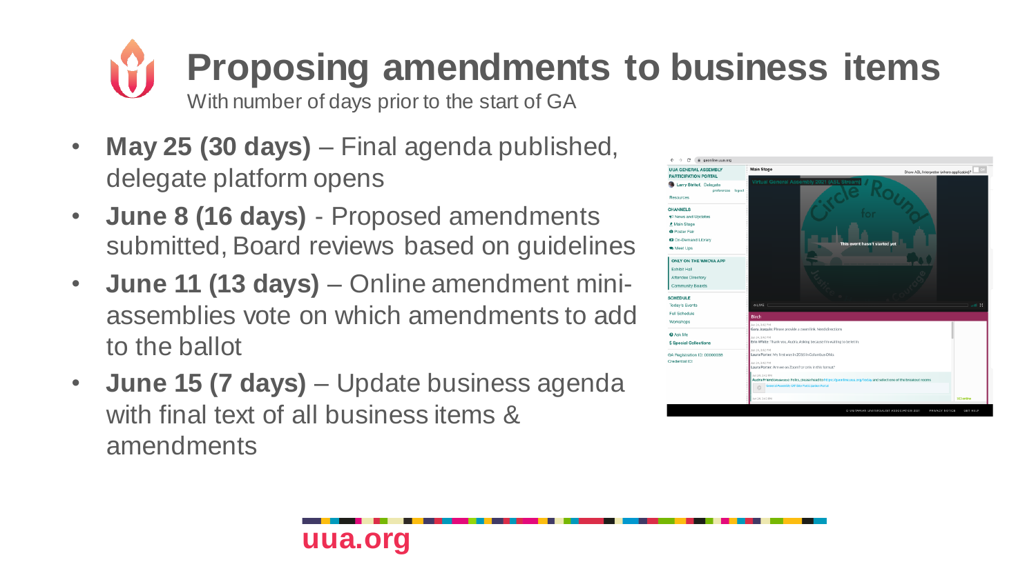# Proposing amendments to business items

With number of days prior to the start of GA

- **May 25 (30 days)** – Final agenda published, delegate platform opens
- **June 8 (16 days)** - Proposed amendments submitted, Board reviews based on guidelines
- **June 11 (13 days)** – Online amendment mini-assemblies vote on which amendments to add to the ballot
- **June 15 (7 days)** – Update business agenda with final text of all business items & amendments

uua.org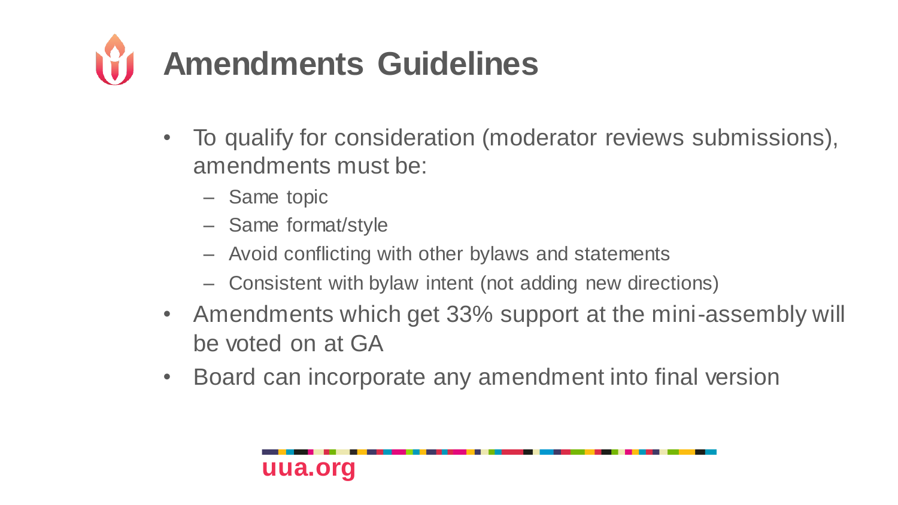# Amendments Guidelines

- To qualify for consideration (moderator reviews submissions), amendments must be:
  - Same topic
  - Same format/style
  - Avoid conflicting with other bylaws and statements
  - Consistent with bylaw intent (not adding new directions)
- Amendments which get 33% support at the mini-assembly will be voted on at GA
- Board can incorporate any amendment into final version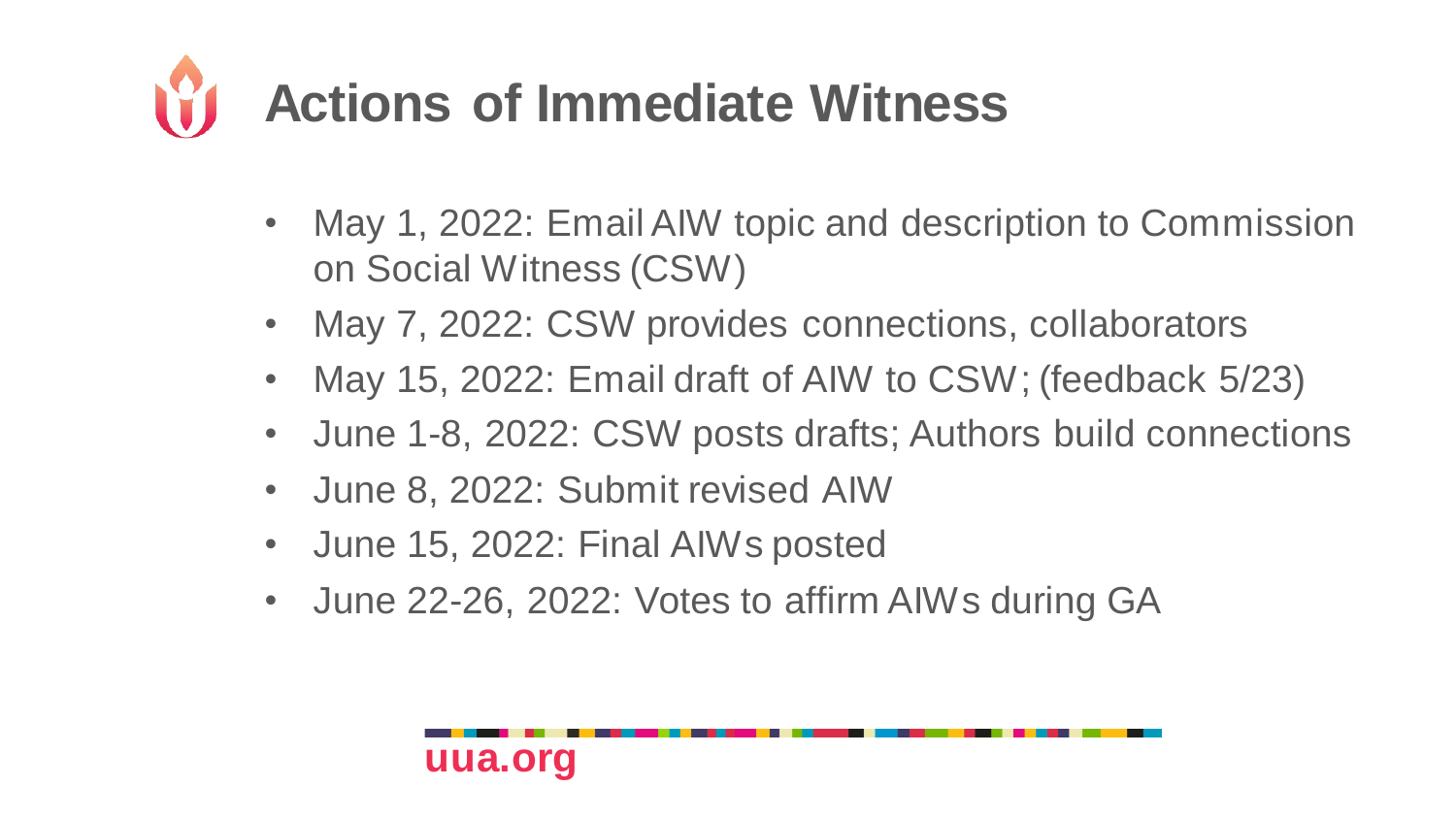# Actions of Immediate Witness

- May 1, 2022: Email AIW topic and description to Commission on Social Witness (CSW)
- May 7, 2022: CSW provides connections, collaborators
- May 15, 2022: Email draft of AIW to CSW; (feedback 5/23)
- June 1-8, 2022: CSW posts drafts; Authors build connections
- June 8, 2022: Submit revised AIW
- June 15, 2022: Final AIWs posted
- June 22-26, 2022: Votes to affirm AIWs during GA

uua.org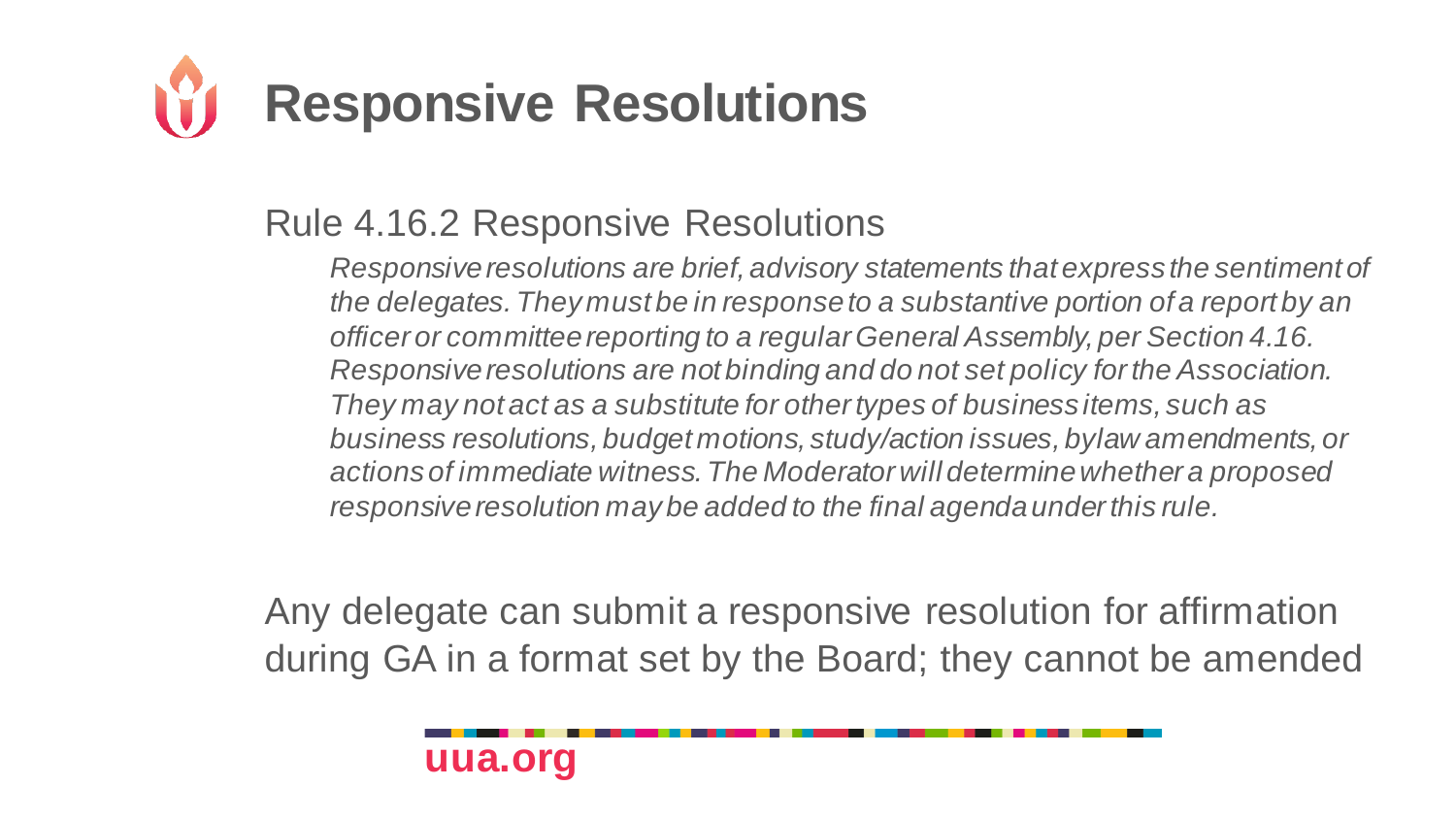# Responsive Resolutions

## Rule 4.16.2 Responsive Resolutions

*Responsive resolutions are brief, advisory statements that express the sentiment of the delegates. They must be in response to a substantive portion of a report by an officer or committee reporting to a regular General Assembly, per Section 4.16. Responsive resolutions are not binding and do not set policy for the Association. They may not act as a substitute for other types of business items, such as business resolutions, budget motions, study/action issues, bylaw amendments, or actions of immediate witness. The Moderator will determine whether a proposed responsive resolution may be added to the final agenda under this rule.*

Any delegate can submit a responsive resolution for affirmation during GA in a format set by the Board; they cannot be amended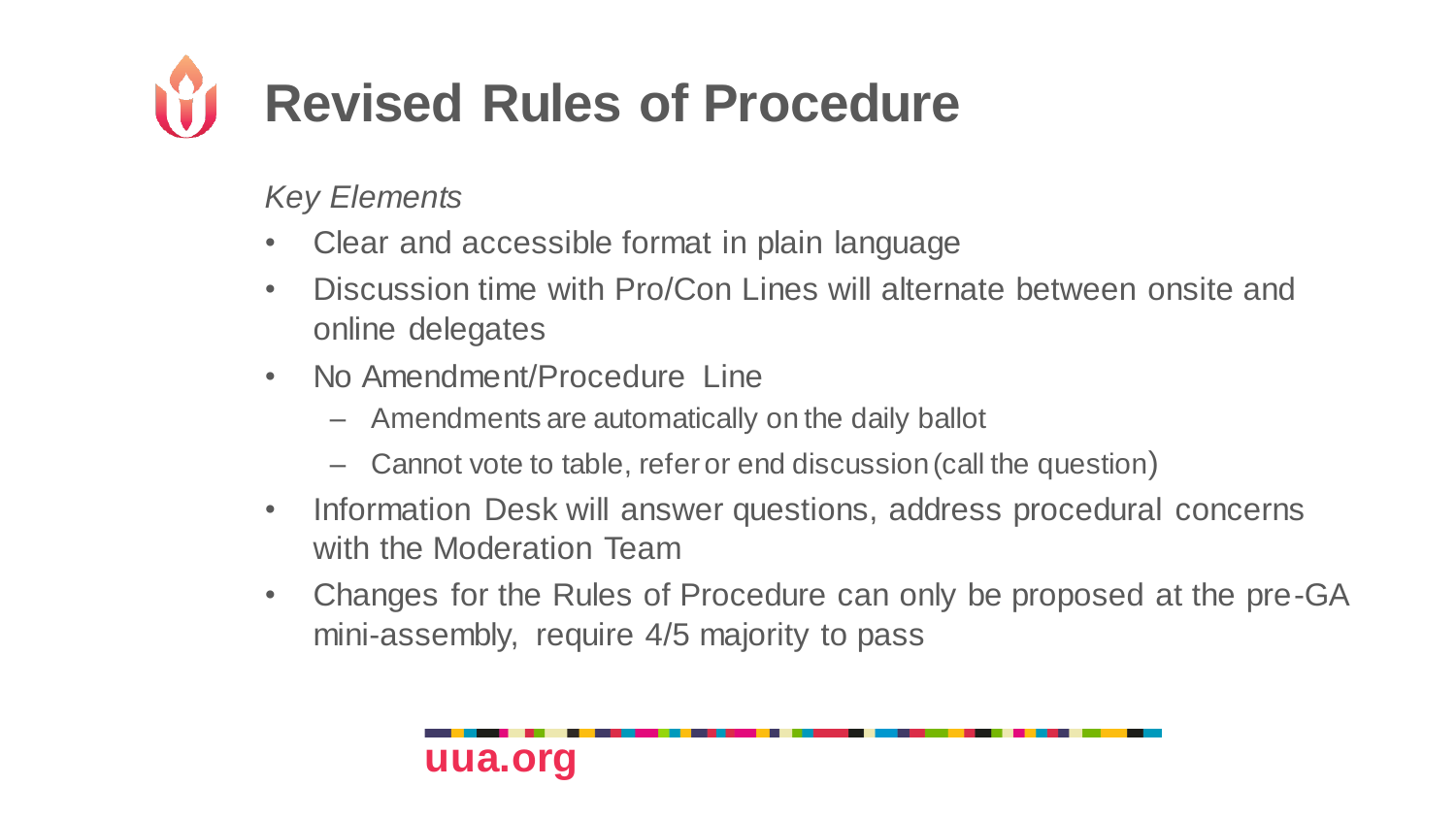# Revised Rules of Procedure

*Key Elements*

- Clear and accessible format in plain language
- Discussion time with Pro/Con Lines will alternate between onsite and online delegates
- No Amendment/Procedure Line
  - Amendments are automatically on the daily ballot
  - Cannot vote to table, refer or end discussion (call the question)
- Information Desk will answer questions, address procedural concerns with the Moderation Team
- Changes for the Rules of Procedure can only be proposed at the pre-GA mini-assembly, require 4/5 majority to pass

uua.org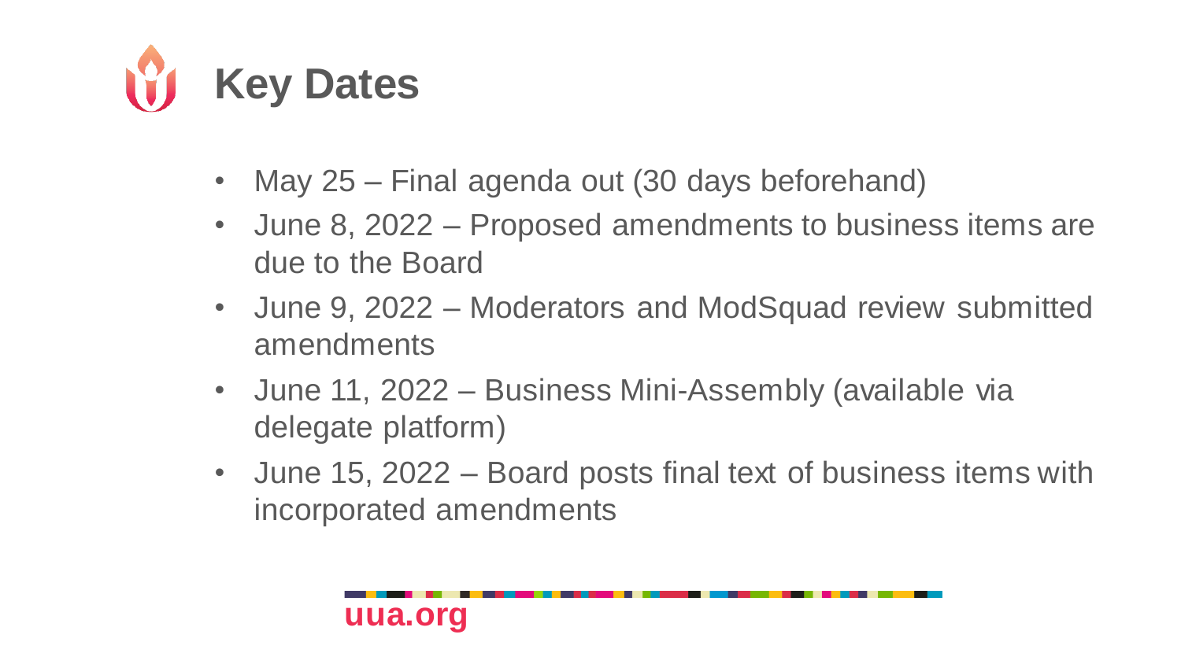# Key Dates

- May 25 – Final agenda out (30 days beforehand)
- June 8, 2022 – Proposed amendments to business items are due to the Board
- June 9, 2022 – Moderators and ModSquad review submitted amendments
- June 11, 2022 – Business Mini-Assembly (available via delegate platform)
- June 15, 2022 – Board posts final text of business items with incorporated amendments

uua.org